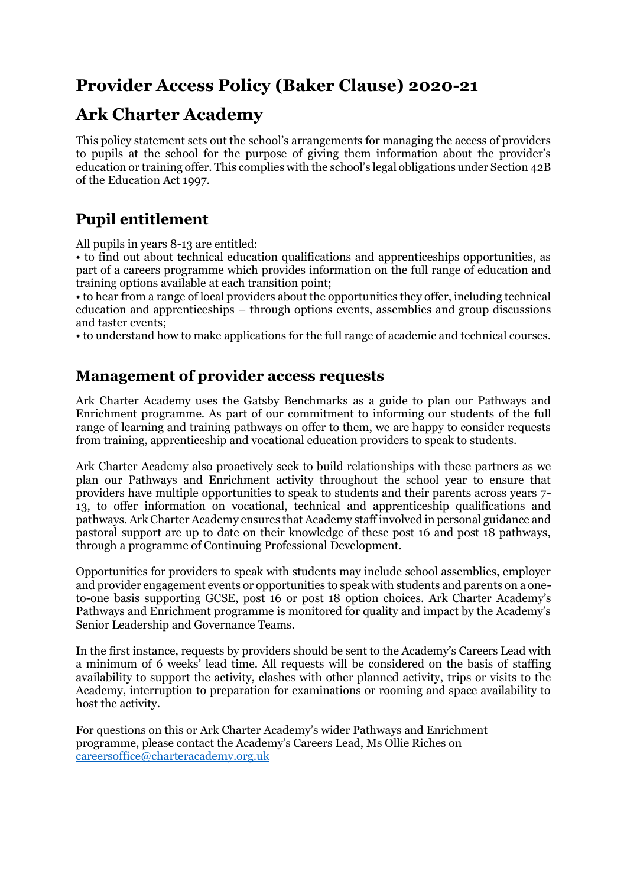# Provider Access Policy (Baker Clause) 2020-21

# Ark Charter Academy

This policy statement sets out the school's arrangements for managing the access of providers to pupils at the school for the purpose of giving them information about the provider's education or training offer. This complies with the school's legal obligations under Section 42B of the Education Act 1997.

## Pupil entitlement

All pupils in years 8-13 are entitled:

• to find out about technical education qualifications and apprenticeships opportunities, as part of a careers programme which provides information on the full range of education and training options available at each transition point;

• to hear from a range of local providers about the opportunities they offer, including technical education and apprenticeships – through options events, assemblies and group discussions and taster events;

• to understand how to make applications for the full range of academic and technical courses.

## Management of provider access requests

Ark Charter Academy uses the Gatsby Benchmarks as a guide to plan our Pathways and Enrichment programme. As part of our commitment to informing our students of the full range of learning and training pathways on offer to them, we are happy to consider requests from training, apprenticeship and vocational education providers to speak to students.

Ark Charter Academy also proactively seek to build relationships with these partners as we plan our Pathways and Enrichment activity throughout the school year to ensure that providers have multiple opportunities to speak to students and their parents across years 7-13, to offer information on vocational, technical and apprenticeship qualifications and pathways. Ark Charter Academy ensures that Academy staff involved in personal guidance and pastoral support are up to date on their knowledge of these post 16 and post 18 pathways, through a programme of Continuing Professional Development.

Opportunities for providers to speak with students may include school assemblies, employer and provider engagement events or opportunities to speak with students and parents on a one-to-one basis supporting GCSE, post 16 or post 18 option choices. Ark Charter Academy's Pathways and Enrichment programme is monitored for quality and impact by the Academy's Senior Leadership and Governance Teams.

In the first instance, requests by providers should be sent to the Academy's Careers Lead with a minimum of 6 weeks' lead time. All requests will be considered on the basis of staffing availability to support the activity, clashes with other planned activity, trips or visits to the Academy, interruption to preparation for examinations or rooming and space availability to host the activity.

For questions on this or Ark Charter Academy's wider Pathways and Enrichment programme, please contact the Academy's Careers Lead, Ms Ollie Riches on careersoffice@charteracademy.org.uk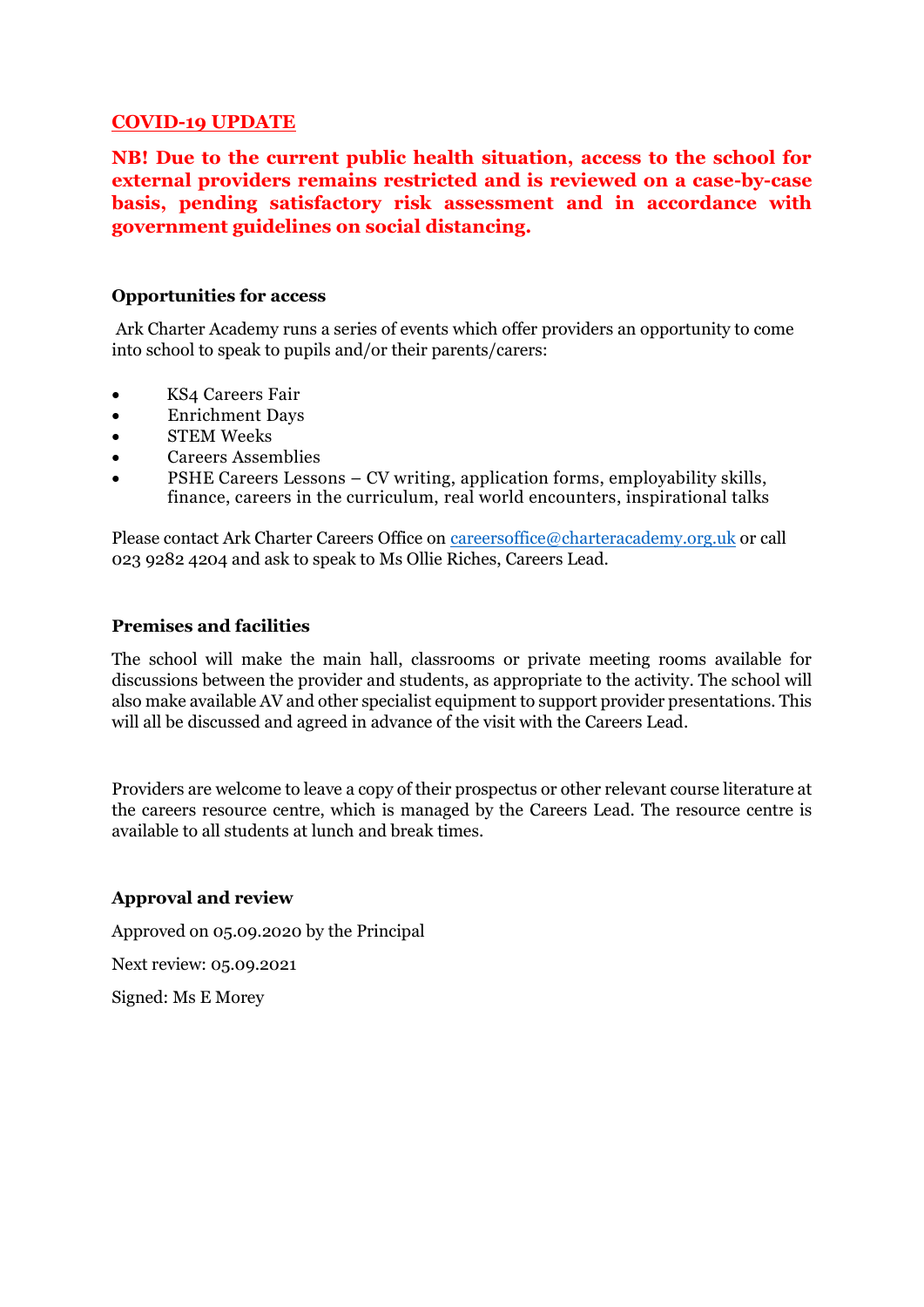## COVID-19 UPDATE

**NB! Due to the current public health situation, access to the school for external providers remains restricted and is reviewed on a case-by-case basis, pending satisfactory risk assessment and in accordance with government guidelines on social distancing.**

### Opportunities for access

Ark Charter Academy runs a series of events which offer providers an opportunity to come into school to speak to pupils and/or their parents/carers:

- KS4 Careers Fair
- Enrichment Days
- STEM Weeks
- Careers Assemblies
- PSHE Careers Lessons – CV writing, application forms, employability skills, finance, careers in the curriculum, real world encounters, inspirational talks

Please contact Ark Charter Careers Office on careersoffice@charteracademy.org.uk or call 023 9282 4204 and ask to speak to Ms Ollie Riches, Careers Lead.

### Premises and facilities

The school will make the main hall, classrooms or private meeting rooms available for discussions between the provider and students, as appropriate to the activity. The school will also make available AV and other specialist equipment to support provider presentations. This will all be discussed and agreed in advance of the visit with the Careers Lead.

Providers are welcome to leave a copy of their prospectus or other relevant course literature at the careers resource centre, which is managed by the Careers Lead. The resource centre is available to all students at lunch and break times.

### Approval and review

Approved on 05.09.2020 by the Principal

Next review: 05.09.2021

Signed: Ms E Morey